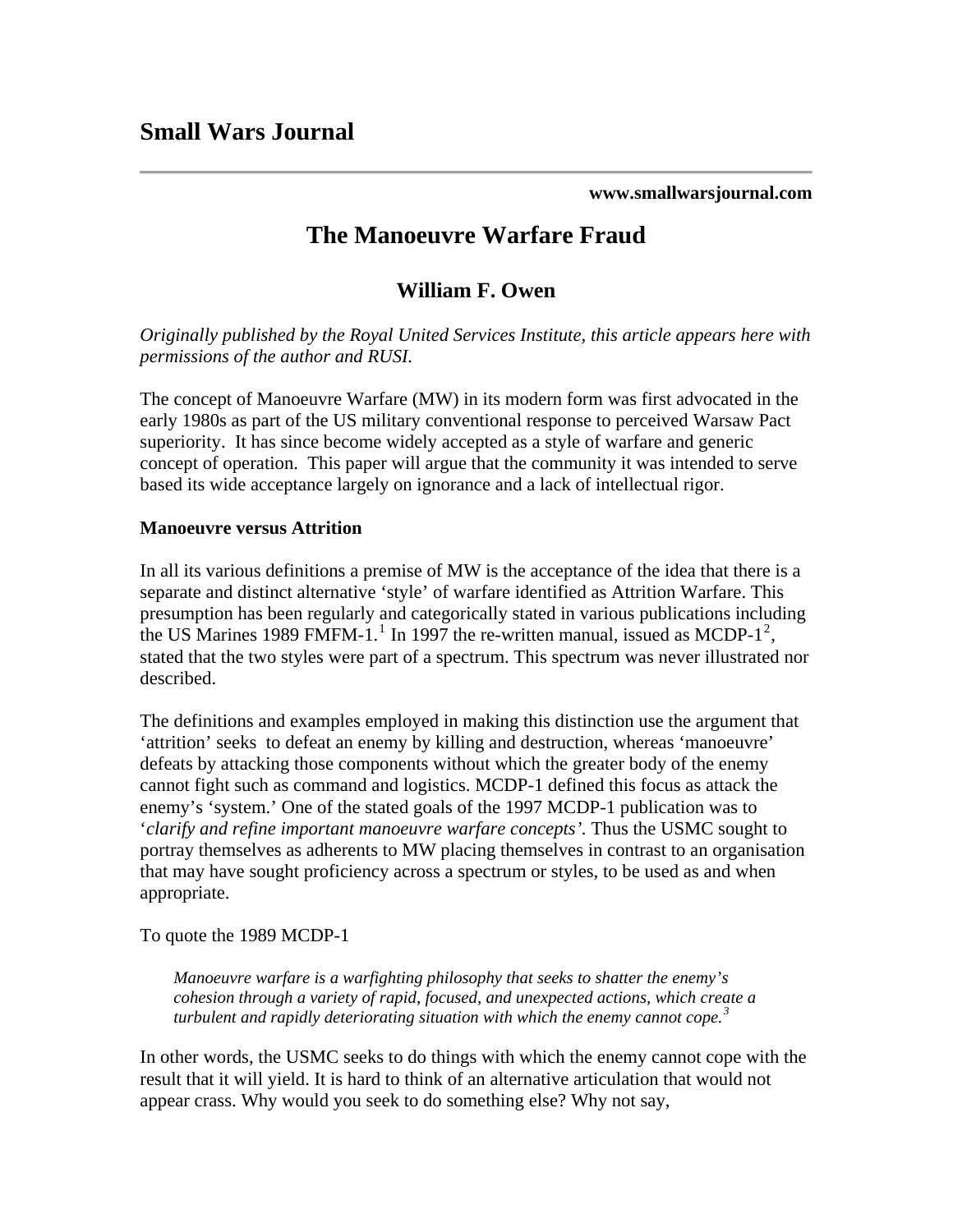# Small Wars Journal

**www.smallwarsjournal.com**

## The Manoeuvre Warfare Fraud

### William F. Owen

*Originally published by the Royal United Services Institute, this article appears here with permissions of the author and RUSI.*

The concept of Manoeuvre Warfare (MW) in its modern form was first advocated in the early 1980s as part of the US military conventional response to perceived Warsaw Pact superiority. It has since become widely accepted as a style of warfare and generic concept of operation. This paper will argue that the community it was intended to serve based its wide acceptance largely on ignorance and a lack of intellectual rigor.

**Manoeuvre versus Attrition**

In all its various definitions a premise of MW is the acceptance of the idea that there is a separate and distinct alternative 'style' of warfare identified as Attrition Warfare. This presumption has been regularly and categorically stated in various publications including the US Marines 1989 FMFM-1.[1] In 1997 the re-written manual, issued as MCDP-1[2], stated that the two styles were part of a spectrum. This spectrum was never illustrated nor described.

The definitions and examples employed in making this distinction use the argument that 'attrition' seeks to defeat an enemy by killing and destruction, whereas 'manoeuvre' defeats by attacking those components without which the greater body of the enemy cannot fight such as command and logistics. MCDP-1 defined this focus as attack the enemy's 'system.' One of the stated goals of the 1997 MCDP-1 publication was to '*clarify and refine important manoeuvre warfare concepts*'. Thus the USMC sought to portray themselves as adherents to MW placing themselves in contrast to an organisation that may have sought proficiency across a spectrum or styles, to be used as and when appropriate.

To quote the 1989 MCDP-1

> *Manoeuvre warfare is a warfighting philosophy that seeks to shatter the enemy's cohesion through a variety of rapid, focused, and unexpected actions, which create a turbulent and rapidly deteriorating situation with which the enemy cannot cope.*[3]

In other words, the USMC seeks to do things with which the enemy cannot cope with the result that it will yield. It is hard to think of an alternative articulation that would not appear crass. Why would you seek to do something else? Why not say,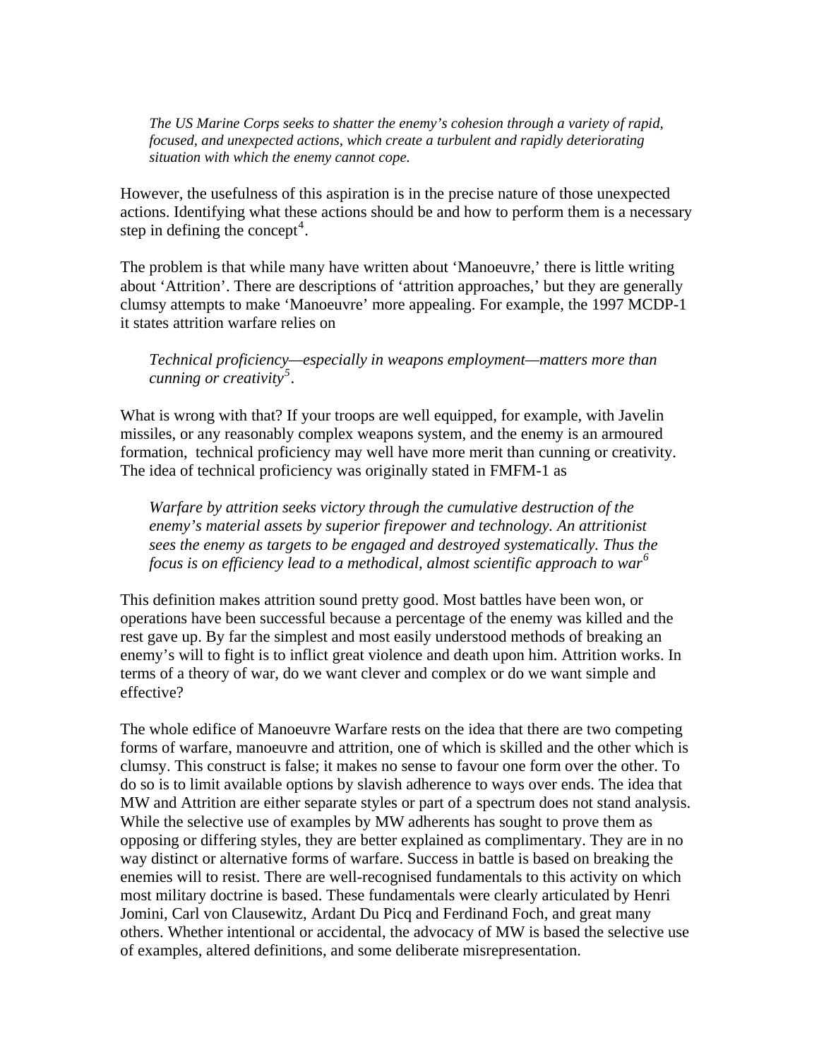> *The US Marine Corps seeks to shatter the enemy's cohesion through a variety of rapid, focused, and unexpected actions, which create a turbulent and rapidly deteriorating situation with which the enemy cannot cope.*

However, the usefulness of this aspiration is in the precise nature of those unexpected actions. Identifying what these actions should be and how to perform them is a necessary step in defining the concept[4].

The problem is that while many have written about 'Manoeuvre,' there is little writing about 'Attrition'. There are descriptions of 'attrition approaches,' but they are generally clumsy attempts to make 'Manoeuvre' more appealing. For example, the 1997 MCDP-1 it states attrition warfare relies on

> *Technical proficiency—especially in weapons employment—matters more than cunning or creativity[5].*

What is wrong with that? If your troops are well equipped, for example, with Javelin missiles, or any reasonably complex weapons system, and the enemy is an armoured formation, technical proficiency may well have more merit than cunning or creativity. The idea of technical proficiency was originally stated in FMFM-1 as

> *Warfare by attrition seeks victory through the cumulative destruction of the enemy's material assets by superior firepower and technology. An attritionist sees the enemy as targets to be engaged and destroyed systematically. Thus the focus is on efficiency lead to a methodical, almost scientific approach to war[6]*

This definition makes attrition sound pretty good. Most battles have been won, or operations have been successful because a percentage of the enemy was killed and the rest gave up. By far the simplest and most easily understood methods of breaking an enemy's will to fight is to inflict great violence and death upon him. Attrition works. In terms of a theory of war, do we want clever and complex or do we want simple and effective?

The whole edifice of Manoeuvre Warfare rests on the idea that there are two competing forms of warfare, manoeuvre and attrition, one of which is skilled and the other which is clumsy. This construct is false; it makes no sense to favour one form over the other. To do so is to limit available options by slavish adherence to ways over ends. The idea that MW and Attrition are either separate styles or part of a spectrum does not stand analysis. While the selective use of examples by MW adherents has sought to prove them as opposing or differing styles, they are better explained as complimentary. They are in no way distinct or alternative forms of warfare. Success in battle is based on breaking the enemies will to resist. There are well-recognised fundamentals to this activity on which most military doctrine is based. These fundamentals were clearly articulated by Henri Jomini, Carl von Clausewitz, Ardant Du Picq and Ferdinand Foch, and great many others. Whether intentional or accidental, the advocacy of MW is based the selective use of examples, altered definitions, and some deliberate misrepresentation.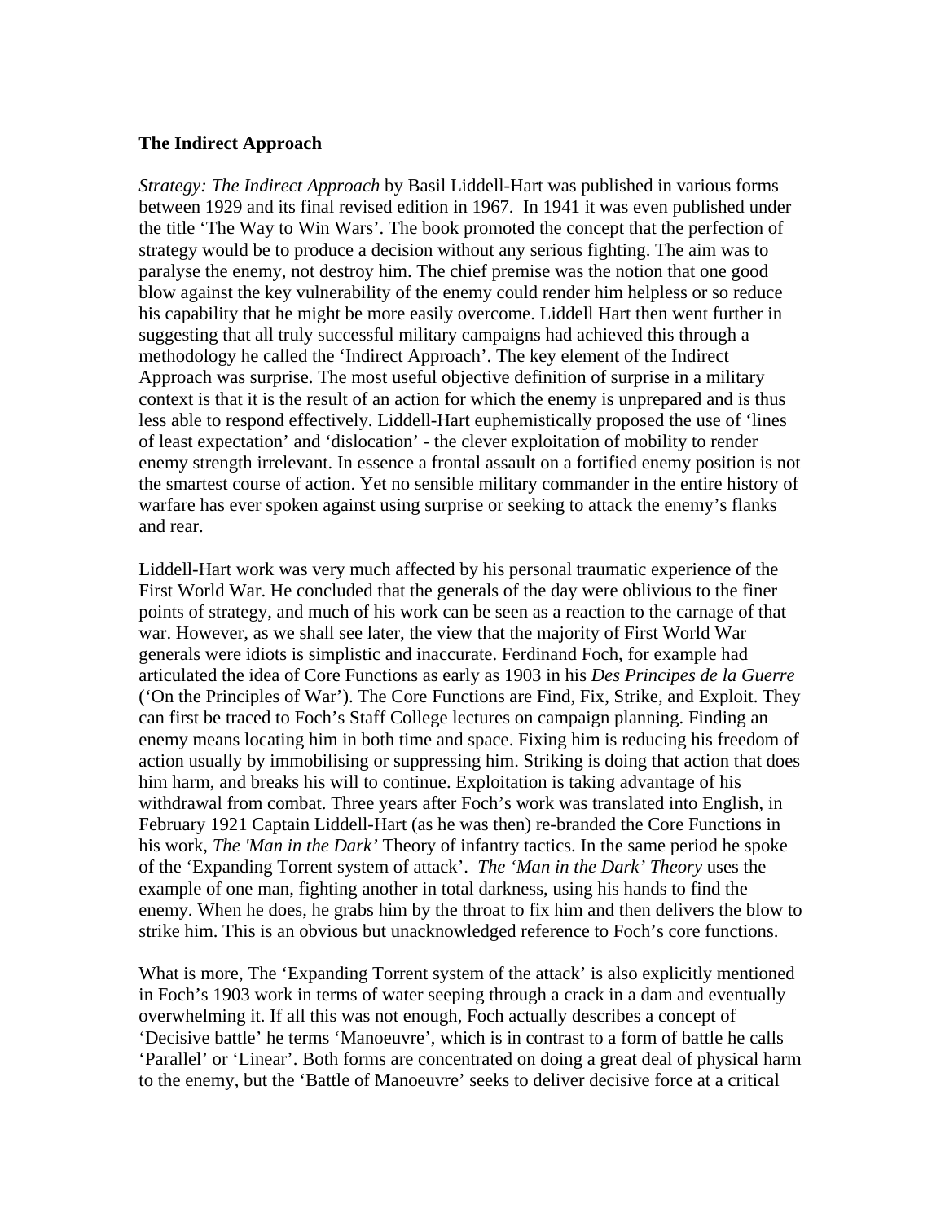**The Indirect Approach**

*Strategy: The Indirect Approach* by Basil Liddell-Hart was published in various forms between 1929 and its final revised edition in 1967.  In 1941 it was even published under the title 'The Way to Win Wars'. The book promoted the concept that the perfection of strategy would be to produce a decision without any serious fighting. The aim was to paralyse the enemy, not destroy him. The chief premise was the notion that one good blow against the key vulnerability of the enemy could render him helpless or so reduce his capability that he might be more easily overcome. Liddell Hart then went further in suggesting that all truly successful military campaigns had achieved this through a methodology he called the 'Indirect Approach'. The key element of the Indirect Approach was surprise. The most useful objective definition of surprise in a military context is that it is the result of an action for which the enemy is unprepared and is thus less able to respond effectively. Liddell-Hart euphemistically proposed the use of 'lines of least expectation' and 'dislocation' - the clever exploitation of mobility to render enemy strength irrelevant. In essence a frontal assault on a fortified enemy position is not the smartest course of action. Yet no sensible military commander in the entire history of warfare has ever spoken against using surprise or seeking to attack the enemy's flanks and rear.

Liddell-Hart work was very much affected by his personal traumatic experience of the First World War. He concluded that the generals of the day were oblivious to the finer points of strategy, and much of his work can be seen as a reaction to the carnage of that war. However, as we shall see later, the view that the majority of First World War generals were idiots is simplistic and inaccurate. Ferdinand Foch, for example had articulated the idea of Core Functions as early as 1903 in his *Des Principes de la Guerre* ('On the Principles of War'). The Core Functions are Find, Fix, Strike, and Exploit. They can first be traced to Foch's Staff College lectures on campaign planning. Finding an enemy means locating him in both time and space. Fixing him is reducing his freedom of action usually by immobilising or suppressing him. Striking is doing that action that does him harm, and breaks his will to continue. Exploitation is taking advantage of his withdrawal from combat. Three years after Foch's work was translated into English, in February 1921 Captain Liddell-Hart (as he was then) re-branded the Core Functions in his work, *The 'Man in the Dark'* Theory of infantry tactics. In the same period he spoke of the 'Expanding Torrent system of attack'.  *The 'Man in the Dark' Theory* uses the example of one man, fighting another in total darkness, using his hands to find the enemy. When he does, he grabs him by the throat to fix him and then delivers the blow to strike him. This is an obvious but unacknowledged reference to Foch's core functions.

What is more, The 'Expanding Torrent system of the attack' is also explicitly mentioned in Foch's 1903 work in terms of water seeping through a crack in a dam and eventually overwhelming it. If all this was not enough, Foch actually describes a concept of 'Decisive battle' he terms 'Manoeuvre', which is in contrast to a form of battle he calls 'Parallel' or 'Linear'. Both forms are concentrated on doing a great deal of physical harm to the enemy, but the 'Battle of Manoeuvre' seeks to deliver decisive force at a critical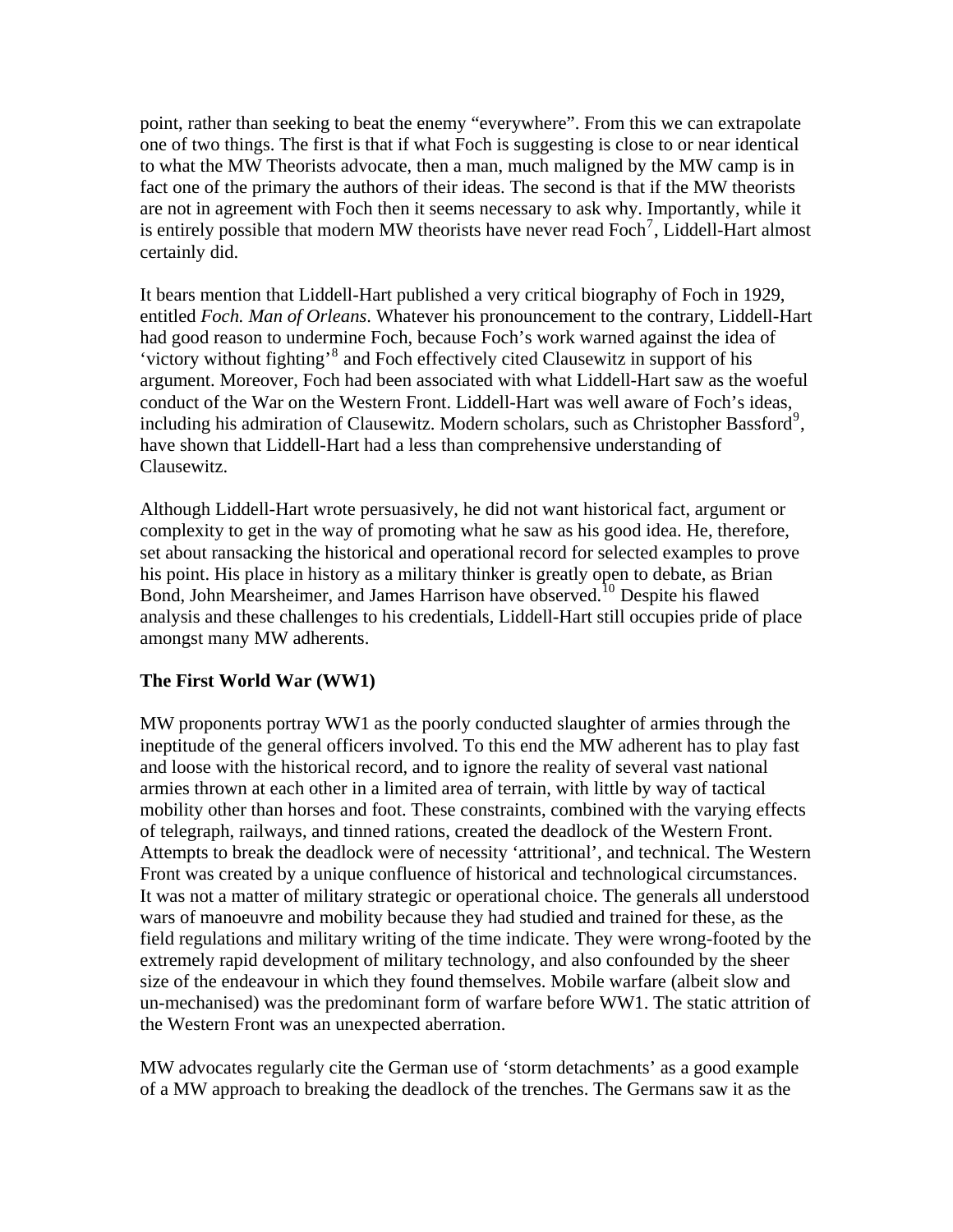point, rather than seeking to beat the enemy "everywhere". From this we can extrapolate one of two things. The first is that if what Foch is suggesting is close to or near identical to what the MW Theorists advocate, then a man, much maligned by the MW camp is in fact one of the primary the authors of their ideas. The second is that if the MW theorists are not in agreement with Foch then it seems necessary to ask why. Importantly, while it is entirely possible that modern MW theorists have never read Foch[7], Liddell-Hart almost certainly did.

It bears mention that Liddell-Hart published a very critical biography of Foch in 1929, entitled *Foch. Man of Orleans*. Whatever his pronouncement to the contrary, Liddell-Hart had good reason to undermine Foch, because Foch's work warned against the idea of 'victory without fighting'[8] and Foch effectively cited Clausewitz in support of his argument. Moreover, Foch had been associated with what Liddell-Hart saw as the woeful conduct of the War on the Western Front. Liddell-Hart was well aware of Foch's ideas, including his admiration of Clausewitz. Modern scholars, such as Christopher Bassford[9], have shown that Liddell-Hart had a less than comprehensive understanding of Clausewitz.

Although Liddell-Hart wrote persuasively, he did not want historical fact, argument or complexity to get in the way of promoting what he saw as his good idea. He, therefore, set about ransacking the historical and operational record for selected examples to prove his point. His place in history as a military thinker is greatly open to debate, as Brian Bond, John Mearsheimer, and James Harrison have observed.[10] Despite his flawed analysis and these challenges to his credentials, Liddell-Hart still occupies pride of place amongst many MW adherents.

**The First World War (WW1)**

MW proponents portray WW1 as the poorly conducted slaughter of armies through the ineptitude of the general officers involved. To this end the MW adherent has to play fast and loose with the historical record, and to ignore the reality of several vast national armies thrown at each other in a limited area of terrain, with little by way of tactical mobility other than horses and foot. These constraints, combined with the varying effects of telegraph, railways, and tinned rations, created the deadlock of the Western Front. Attempts to break the deadlock were of necessity 'attritional', and technical. The Western Front was created by a unique confluence of historical and technological circumstances. It was not a matter of military strategic or operational choice. The generals all understood wars of manoeuvre and mobility because they had studied and trained for these, as the field regulations and military writing of the time indicate. They were wrong-footed by the extremely rapid development of military technology, and also confounded by the sheer size of the endeavour in which they found themselves. Mobile warfare (albeit slow and un-mechanised) was the predominant form of warfare before WW1. The static attrition of the Western Front was an unexpected aberration.

MW advocates regularly cite the German use of 'storm detachments' as a good example of a MW approach to breaking the deadlock of the trenches. The Germans saw it as the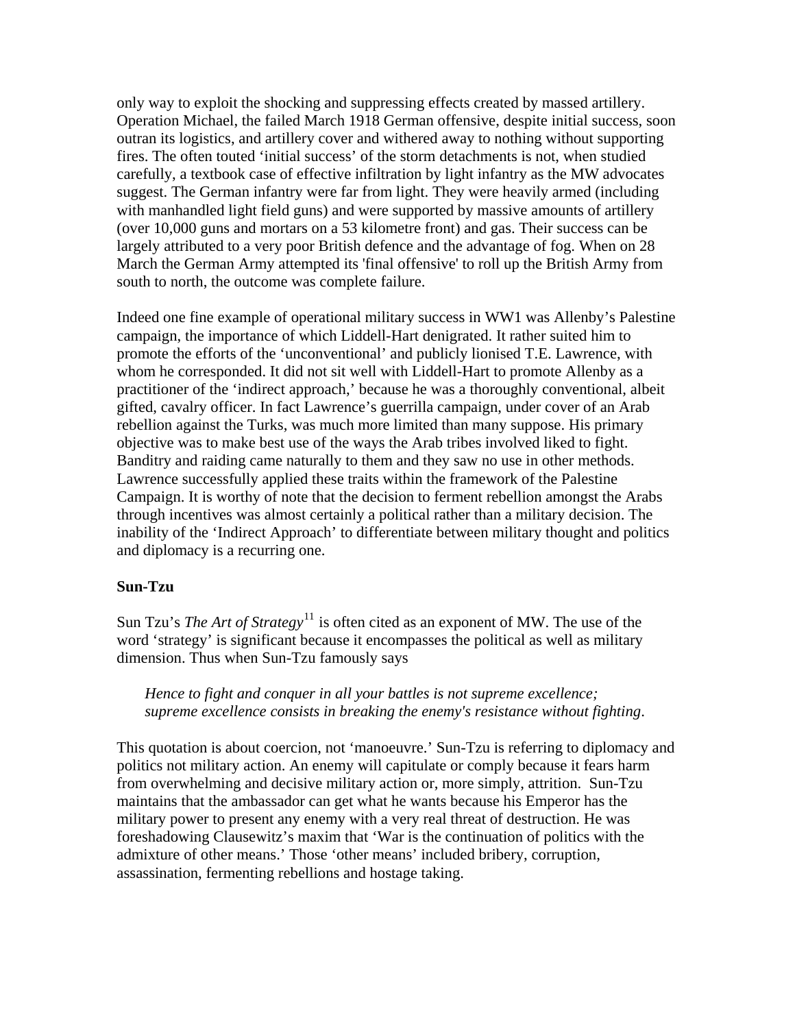only way to exploit the shocking and suppressing effects created by massed artillery. Operation Michael, the failed March 1918 German offensive, despite initial success, soon outran its logistics, and artillery cover and withered away to nothing without supporting fires. The often touted 'initial success' of the storm detachments is not, when studied carefully, a textbook case of effective infiltration by light infantry as the MW advocates suggest. The German infantry were far from light. They were heavily armed (including with manhandled light field guns) and were supported by massive amounts of artillery (over 10,000 guns and mortars on a 53 kilometre front) and gas. Their success can be largely attributed to a very poor British defence and the advantage of fog. When on 28 March the German Army attempted its 'final offensive' to roll up the British Army from south to north, the outcome was complete failure.

Indeed one fine example of operational military success in WW1 was Allenby's Palestine campaign, the importance of which Liddell-Hart denigrated. It rather suited him to promote the efforts of the 'unconventional' and publicly lionised T.E. Lawrence, with whom he corresponded. It did not sit well with Liddell-Hart to promote Allenby as a practitioner of the 'indirect approach,' because he was a thoroughly conventional, albeit gifted, cavalry officer. In fact Lawrence's guerrilla campaign, under cover of an Arab rebellion against the Turks, was much more limited than many suppose. His primary objective was to make best use of the ways the Arab tribes involved liked to fight. Banditry and raiding came naturally to them and they saw no use in other methods. Lawrence successfully applied these traits within the framework of the Palestine Campaign. It is worthy of note that the decision to ferment rebellion amongst the Arabs through incentives was almost certainly a political rather than a military decision. The inability of the 'Indirect Approach' to differentiate between military thought and politics and diplomacy is a recurring one.

**Sun-Tzu**

Sun Tzu's *The Art of Strategy*[11] is often cited as an exponent of MW. The use of the word 'strategy' is significant because it encompasses the political as well as military dimension. Thus when Sun-Tzu famously says

> *Hence to fight and conquer in all your battles is not supreme excellence; supreme excellence consists in breaking the enemy's resistance without fighting*.

This quotation is about coercion, not 'manoeuvre.' Sun-Tzu is referring to diplomacy and politics not military action. An enemy will capitulate or comply because it fears harm from overwhelming and decisive military action or, more simply, attrition. Sun-Tzu maintains that the ambassador can get what he wants because his Emperor has the military power to present any enemy with a very real threat of destruction. He was foreshadowing Clausewitz's maxim that 'War is the continuation of politics with the admixture of other means.' Those 'other means' included bribery, corruption, assassination, fermenting rebellions and hostage taking.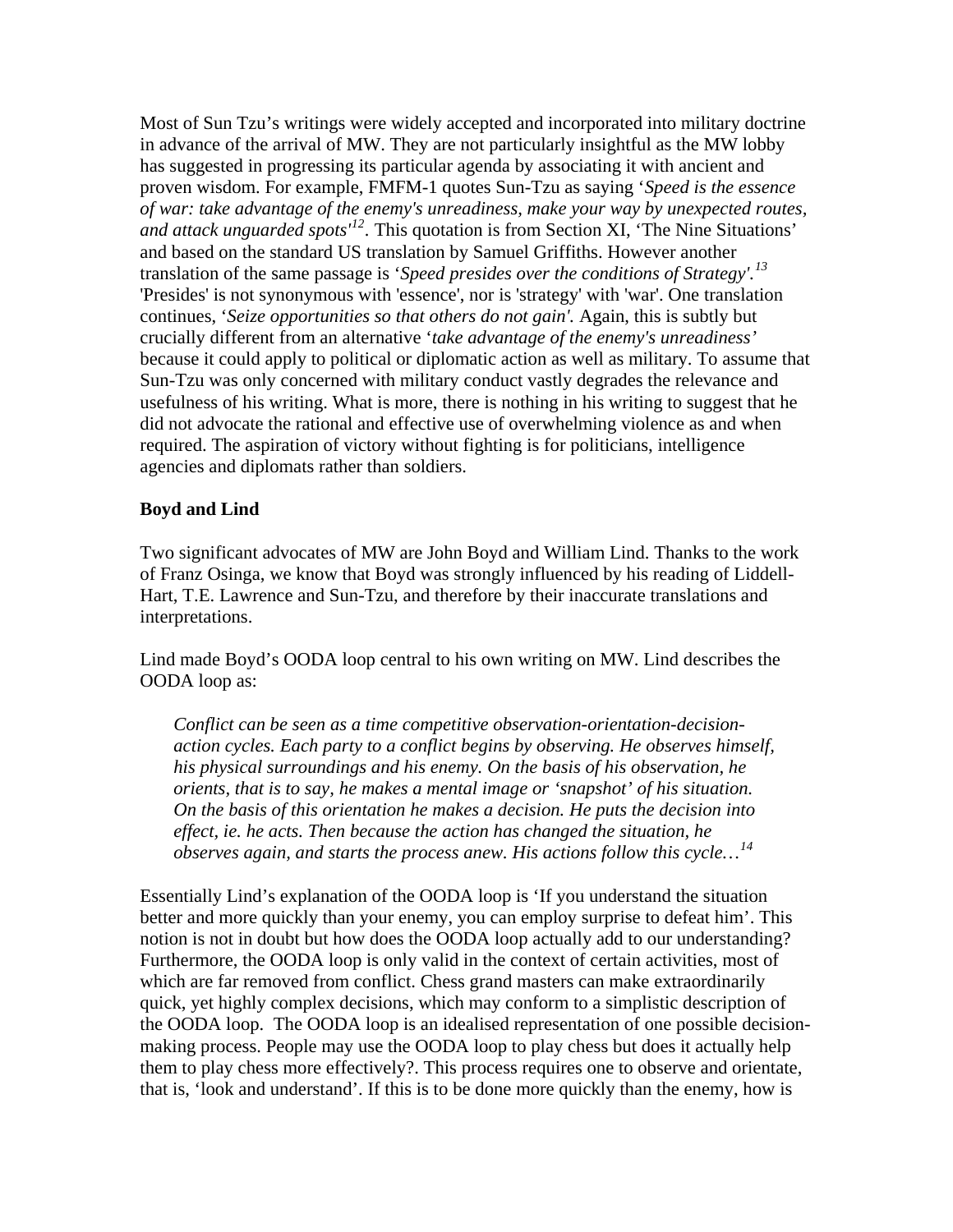Most of Sun Tzu's writings were widely accepted and incorporated into military doctrine in advance of the arrival of MW. They are not particularly insightful as the MW lobby has suggested in progressing its particular agenda by associating it with ancient and proven wisdom. For example, FMFM-1 quotes Sun-Tzu as saying '*Speed is the essence of war: take advantage of the enemy's unreadiness, make your way by unexpected routes, and attack unguarded spots*'[12]. This quotation is from Section XI, 'The Nine Situations' and based on the standard US translation by Samuel Griffiths. However another translation of the same passage is '*Speed presides over the conditions of Strategy*'.[13] 'Presides' is not synonymous with 'essence', nor is 'strategy' with 'war'. One translation continues, '*Seize opportunities so that others do not gain'.* Again, this is subtly but crucially different from an alternative '*take advantage of the enemy's unreadiness'* because it could apply to political or diplomatic action as well as military. To assume that Sun-Tzu was only concerned with military conduct vastly degrades the relevance and usefulness of his writing. What is more, there is nothing in his writing to suggest that he did not advocate the rational and effective use of overwhelming violence as and when required. The aspiration of victory without fighting is for politicians, intelligence agencies and diplomats rather than soldiers.

**Boyd and Lind**

Two significant advocates of MW are John Boyd and William Lind. Thanks to the work of Franz Osinga, we know that Boyd was strongly influenced by his reading of Liddell-Hart, T.E. Lawrence and Sun-Tzu, and therefore by their inaccurate translations and interpretations.

Lind made Boyd's OODA loop central to his own writing on MW. Lind describes the OODA loop as:

> *Conflict can be seen as a time competitive observation-orientation-decision-action cycles. Each party to a conflict begins by observing. He observes himself, his physical surroundings and his enemy. On the basis of his observation, he orients, that is to say, he makes a mental image or 'snapshot' of his situation. On the basis of this orientation he makes a decision. He puts the decision into effect, ie. he acts. Then because the action has changed the situation, he observes again, and starts the process anew. His actions follow this cycle…*[14]

Essentially Lind's explanation of the OODA loop is 'If you understand the situation better and more quickly than your enemy, you can employ surprise to defeat him'. This notion is not in doubt but how does the OODA loop actually add to our understanding? Furthermore, the OODA loop is only valid in the context of certain activities, most of which are far removed from conflict. Chess grand masters can make extraordinarily quick, yet highly complex decisions, which may conform to a simplistic description of the OODA loop. The OODA loop is an idealised representation of one possible decision-making process. People may use the OODA loop to play chess but does it actually help them to play chess more effectively?. This process requires one to observe and orientate, that is, 'look and understand'. If this is to be done more quickly than the enemy, how is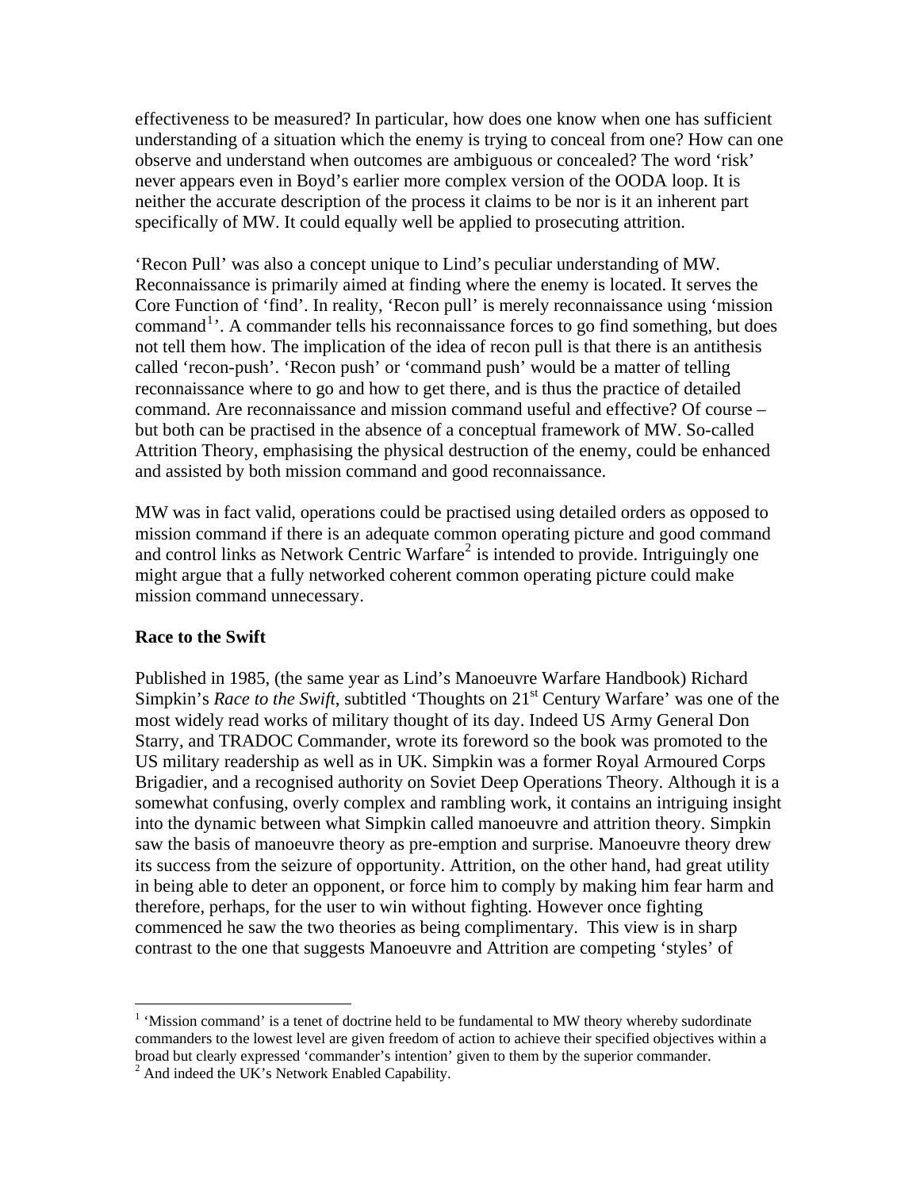effectiveness to be measured? In particular, how does one know when one has sufficient understanding of a situation which the enemy is trying to conceal from one? How can one observe and understand when outcomes are ambiguous or concealed? The word 'risk' never appears even in Boyd's earlier more complex version of the OODA loop. It is neither the accurate description of the process it claims to be nor is it an inherent part specifically of MW. It could equally well be applied to prosecuting attrition.

'Recon Pull' was also a concept unique to Lind's peculiar understanding of MW. Reconnaissance is primarily aimed at finding where the enemy is located. It serves the Core Function of 'find'. In reality, 'Recon pull' is merely reconnaissance using 'mission command[1]'. A commander tells his reconnaissance forces to go find something, but does not tell them how. The implication of the idea of recon pull is that there is an antithesis called 'recon-push'. 'Recon push' or 'command push' would be a matter of telling reconnaissance where to go and how to get there, and is thus the practice of detailed command. Are reconnaissance and mission command useful and effective? Of course – but both can be practised in the absence of a conceptual framework of MW. So-called Attrition Theory, emphasising the physical destruction of the enemy, could be enhanced and assisted by both mission command and good reconnaissance.

MW was in fact valid, operations could be practised using detailed orders as opposed to mission command if there is an adequate common operating picture and good command and control links as Network Centric Warfare[2] is intended to provide. Intriguingly one might argue that a fully networked coherent common operating picture could make mission command unnecessary.

**Race to the Swift**

Published in 1985, (the same year as Lind's Manoeuvre Warfare Handbook) Richard Simpkin's *Race to the Swift*, subtitled 'Thoughts on 21st Century Warfare' was one of the most widely read works of military thought of its day. Indeed US Army General Don Starry, and TRADOC Commander, wrote its foreword so the book was promoted to the US military readership as well as in UK. Simpkin was a former Royal Armoured Corps Brigadier, and a recognised authority on Soviet Deep Operations Theory. Although it is a somewhat confusing, overly complex and rambling work, it contains an intriguing insight into the dynamic between what Simpkin called manoeuvre and attrition theory. Simpkin saw the basis of manoeuvre theory as pre-emption and surprise. Manoeuvre theory drew its success from the seizure of opportunity. Attrition, on the other hand, had great utility in being able to deter an opponent, or force him to comply by making him fear harm and therefore, perhaps, for the user to win without fighting. However once fighting commenced he saw the two theories as being complimentary. This view is in sharp contrast to the one that suggests Manoeuvre and Attrition are competing 'styles' of

---

[1] 'Mission command' is a tenet of doctrine held to be fundamental to MW theory whereby sudordinate commanders to the lowest level are given freedom of action to achieve their specified objectives within a broad but clearly expressed 'commander's intention' given to them by the superior commander.

[2] And indeed the UK's Network Enabled Capability.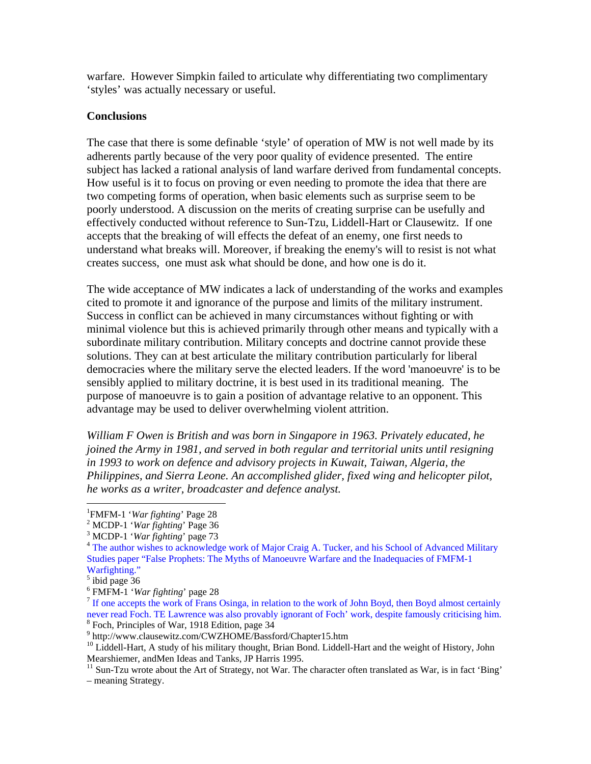warfare. However Simpkin failed to articulate why differentiating two complimentary 'styles' was actually necessary or useful.

**Conclusions**

The case that there is some definable 'style' of operation of MW is not well made by its adherents partly because of the very poor quality of evidence presented. The entire subject has lacked a rational analysis of land warfare derived from fundamental concepts. How useful is it to focus on proving or even needing to promote the idea that there are two competing forms of operation, when basic elements such as surprise seem to be poorly understood. A discussion on the merits of creating surprise can be usefully and effectively conducted without reference to Sun-Tzu, Liddell-Hart or Clausewitz. If one accepts that the breaking of will effects the defeat of an enemy, one first needs to understand what breaks will. Moreover, if breaking the enemy's will to resist is not what creates success, one must ask what should be done, and how one is do it.

The wide acceptance of MW indicates a lack of understanding of the works and examples cited to promote it and ignorance of the purpose and limits of the military instrument. Success in conflict can be achieved in many circumstances without fighting or with minimal violence but this is achieved primarily through other means and typically with a subordinate military contribution. Military concepts and doctrine cannot provide these solutions. They can at best articulate the military contribution particularly for liberal democracies where the military serve the elected leaders. If the word 'manoeuvre' is to be sensibly applied to military doctrine, it is best used in its traditional meaning. The purpose of manoeuvre is to gain a position of advantage relative to an opponent. This advantage may be used to deliver overwhelming violent attrition.

*William F Owen is British and was born in Singapore in 1963. Privately educated, he joined the Army in 1981, and served in both regular and territorial units until resigning in 1993 to work on defence and advisory projects in Kuwait, Taiwan, Algeria, the Philippines, and Sierra Leone. An accomplished glider, fixed wing and helicopter pilot, he works as a writer, broadcaster and defence analyst.*

---

[1] FMFM-1 '*War fighting*' Page 28

[2] MCDP-1 '*War fighting*' Page 36

[3] MCDP-1 '*War fighting*' page 73

[4] The author wishes to acknowledge work of Major Craig A. Tucker, and his School of Advanced Military Studies paper "False Prophets: The Myths of Manoeuvre Warfare and the Inadequacies of FMFM-1 Warfighting."

[5] ibid page 36

[6] FMFM-1 '*War fighting*' page 28

[7] If one accepts the work of Frans Osinga, in relation to the work of John Boyd, then Boyd almost certainly never read Foch. TE Lawrence was also provably ignorant of Foch' work, despite famously criticising him.

[8] Foch, Principles of War, 1918 Edition, page 34

[9] http://www.clausewitz.com/CWZHOME/Bassford/Chapter15.htm

[10] Liddell-Hart, A study of his military thought, Brian Bond. Liddell-Hart and the weight of History, John Mearshiemer, andMen Ideas and Tanks, JP Harris 1995.

[11] Sun-Tzu wrote about the Art of Strategy, not War. The character often translated as War, is in fact 'Bing' – meaning Strategy.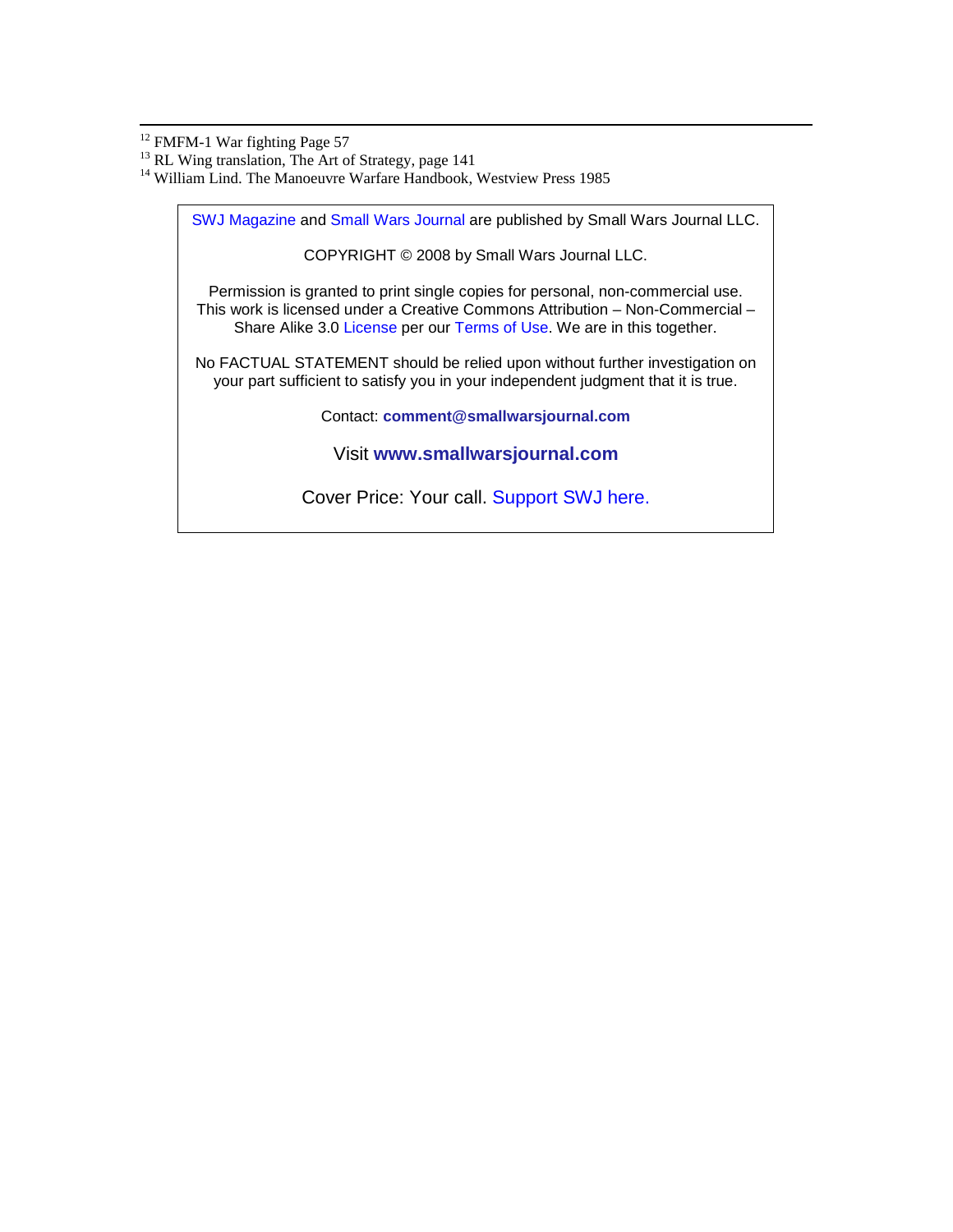[12] FMFM-1 War fighting Page 57

[13] RL Wing translation, The Art of Strategy, page 141

[14] William Lind. The Manoeuvre Warfare Handbook, Westview Press 1985

---

SWJ Magazine and Small Wars Journal are published by Small Wars Journal LLC.

COPYRIGHT © 2008 by Small Wars Journal LLC.

Permission is granted to print single copies for personal, non-commercial use. This work is licensed under a Creative Commons Attribution – Non-Commercial – Share Alike 3.0 License per our Terms of Use. We are in this together.

No FACTUAL STATEMENT should be relied upon without further investigation on your part sufficient to satisfy you in your independent judgment that it is true.

Contact: **comment@smallwarsjournal.com**

Visit **www.smallwarsjournal.com**

Cover Price: Your call. Support SWJ here.